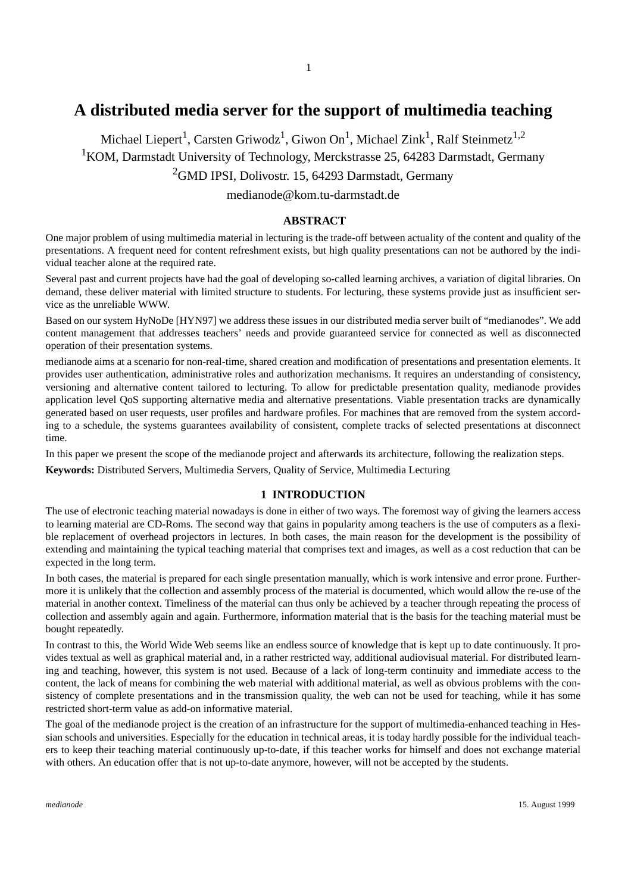# A distributed media server for the support of multimedia teaching

Michael Liepert[1], Carsten Griwodz[1], Giwon On[1], Michael Zink[1], Ralf Steinmetz[1,2]

[1]KOM, Darmstadt University of Technology, Merckstrasse 25, 64283 Darmstadt, Germany

[2]GMD IPSI, Dolivostr. 15, 64293 Darmstadt, Germany

medianode@kom.tu-darmstadt.de

## ABSTRACT

One major problem of using multimedia material in lecturing is the trade-off between actuality of the content and quality of the presentations. A frequent need for content refreshment exists, but high quality presentations can not be authored by the individual teacher alone at the required rate.

Several past and current projects have had the goal of developing so-called learning archives, a variation of digital libraries. On demand, these deliver material with limited structure to students. For lecturing, these systems provide just as insufficient service as the unreliable WWW.

Based on our system HyNoDe [HYN97] we address these issues in our distributed media server built of "medianodes". We add content management that addresses teachers' needs and provide guaranteed service for connected as well as disconnected operation of their presentation systems.

medianode aims at a scenario for non-real-time, shared creation and modification of presentations and presentation elements. It provides user authentication, administrative roles and authorization mechanisms. It requires an understanding of consistency, versioning and alternative content tailored to lecturing. To allow for predictable presentation quality, medianode provides application level QoS supporting alternative media and alternative presentations. Viable presentation tracks are dynamically generated based on user requests, user profiles and hardware profiles. For machines that are removed from the system according to a schedule, the systems guarantees availability of consistent, complete tracks of selected presentations at disconnect time.

In this paper we present the scope of the medianode project and afterwards its architecture, following the realization steps.

**Keywords:** Distributed Servers, Multimedia Servers, Quality of Service, Multimedia Lecturing

## 1 INTRODUCTION

The use of electronic teaching material nowadays is done in either of two ways. The foremost way of giving the learners access to learning material are CD-Roms. The second way that gains in popularity among teachers is the use of computers as a flexible replacement of overhead projectors in lectures. In both cases, the main reason for the development is the possibility of extending and maintaining the typical teaching material that comprises text and images, as well as a cost reduction that can be expected in the long term.

In both cases, the material is prepared for each single presentation manually, which is work intensive and error prone. Furthermore it is unlikely that the collection and assembly process of the material is documented, which would allow the re-use of the material in another context. Timeliness of the material can thus only be achieved by a teacher through repeating the process of collection and assembly again and again. Furthermore, information material that is the basis for the teaching material must be bought repeatedly.

In contrast to this, the World Wide Web seems like an endless source of knowledge that is kept up to date continuously. It provides textual as well as graphical material and, in a rather restricted way, additional audiovisual material. For distributed learning and teaching, however, this system is not used. Because of a lack of long-term continuity and immediate access to the content, the lack of means for combining the web material with additional material, as well as obvious problems with the consistency of complete presentations and in the transmission quality, the web can not be used for teaching, while it has some restricted short-term value as add-on informative material.

The goal of the medianode project is the creation of an infrastructure for the support of multimedia-enhanced teaching in Hessian schools and universities. Especially for the education in technical areas, it is today hardly possible for the individual teachers to keep their teaching material continuously up-to-date, if this teacher works for himself and does not exchange material with others. An education offer that is not up-to-date anymore, however, will not be accepted by the students.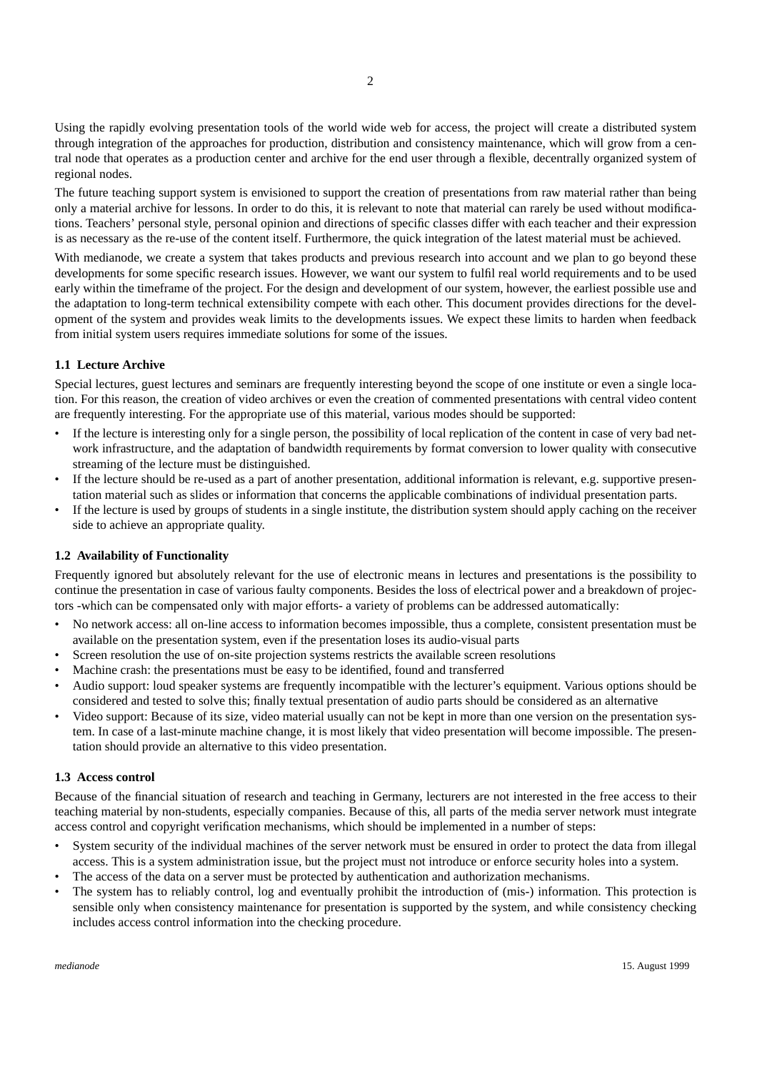Using the rapidly evolving presentation tools of the world wide web for access, the project will create a distributed system through integration of the approaches for production, distribution and consistency maintenance, which will grow from a central node that operates as a production center and archive for the end user through a flexible, decentrally organized system of regional nodes.

The future teaching support system is envisioned to support the creation of presentations from raw material rather than being only a material archive for lessons. In order to do this, it is relevant to note that material can rarely be used without modifications. Teachers' personal style, personal opinion and directions of specific classes differ with each teacher and their expression is as necessary as the re-use of the content itself. Furthermore, the quick integration of the latest material must be achieved.

With medianode, we create a system that takes products and previous research into account and we plan to go beyond these developments for some specific research issues. However, we want our system to fulfil real world requirements and to be used early within the timeframe of the project. For the design and development of our system, however, the earliest possible use and the adaptation to long-term technical extensibility compete with each other. This document provides directions for the development of the system and provides weak limits to the developments issues. We expect these limits to harden when feedback from initial system users requires immediate solutions for some of the issues.

### 1.1 Lecture Archive

Special lectures, guest lectures and seminars are frequently interesting beyond the scope of one institute or even a single location. For this reason, the creation of video archives or even the creation of commented presentations with central video content are frequently interesting. For the appropriate use of this material, various modes should be supported:

- If the lecture is interesting only for a single person, the possibility of local replication of the content in case of very bad network infrastructure, and the adaptation of bandwidth requirements by format conversion to lower quality with consecutive streaming of the lecture must be distinguished.
- If the lecture should be re-used as a part of another presentation, additional information is relevant, e.g. supportive presentation material such as slides or information that concerns the applicable combinations of individual presentation parts.
- If the lecture is used by groups of students in a single institute, the distribution system should apply caching on the receiver side to achieve an appropriate quality.

### 1.2 Availability of Functionality

Frequently ignored but absolutely relevant for the use of electronic means in lectures and presentations is the possibility to continue the presentation in case of various faulty components. Besides the loss of electrical power and a breakdown of projectors -which can be compensated only with major efforts- a variety of problems can be addressed automatically:

- No network access: all on-line access to information becomes impossible, thus a complete, consistent presentation must be available on the presentation system, even if the presentation loses its audio-visual parts
- Screen resolution the use of on-site projection systems restricts the available screen resolutions
- Machine crash: the presentations must be easy to be identified, found and transferred
- Audio support: loud speaker systems are frequently incompatible with the lecturer's equipment. Various options should be considered and tested to solve this; finally textual presentation of audio parts should be considered as an alternative
- Video support: Because of its size, video material usually can not be kept in more than one version on the presentation system. In case of a last-minute machine change, it is most likely that video presentation will become impossible. The presentation should provide an alternative to this video presentation.

### 1.3 Access control

Because of the financial situation of research and teaching in Germany, lecturers are not interested in the free access to their teaching material by non-students, especially companies. Because of this, all parts of the media server network must integrate access control and copyright verification mechanisms, which should be implemented in a number of steps:

- System security of the individual machines of the server network must be ensured in order to protect the data from illegal access. This is a system administration issue, but the project must not introduce or enforce security holes into a system.
- The access of the data on a server must be protected by authentication and authorization mechanisms.
- The system has to reliably control, log and eventually prohibit the introduction of (mis-) information. This protection is sensible only when consistency maintenance for presentation is supported by the system, and while consistency checking includes access control information into the checking procedure.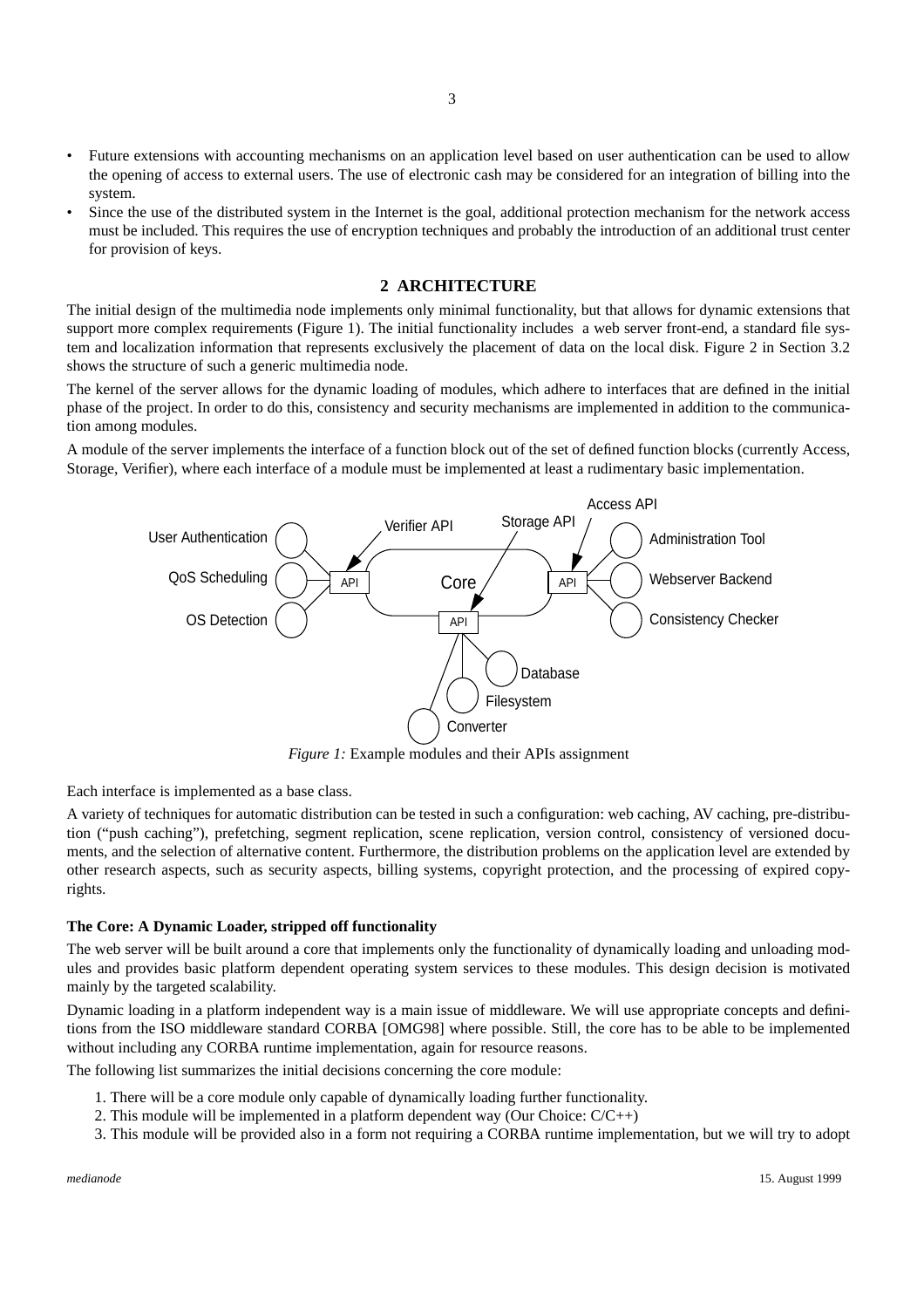- Future extensions with accounting mechanisms on an application level based on user authentication can be used to allow the opening of access to external users. The use of electronic cash may be considered for an integration of billing into the system.
- Since the use of the distributed system in the Internet is the goal, additional protection mechanism for the network access must be included. This requires the use of encryption techniques and probably the introduction of an additional trust center for provision of keys.

## 2 ARCHITECTURE

The initial design of the multimedia node implements only minimal functionality, but that allows for dynamic extensions that support more complex requirements (Figure 1). The initial functionality includes a web server front-end, a standard file system and localization information that represents exclusively the placement of data on the local disk. Figure 2 in Section 3.2 shows the structure of such a generic multimedia node.

The kernel of the server allows for the dynamic loading of modules, which adhere to interfaces that are defined in the initial phase of the project. In order to do this, consistency and security mechanisms are implemented in addition to the communication among modules.

A module of the server implements the interface of a function block out of the set of defined function blocks (currently Access, Storage, Verifier), where each interface of a module must be implemented at least a rudimentary basic implementation.

*Figure 1:* Example modules and their APIs assignment

Each interface is implemented as a base class.

A variety of techniques for automatic distribution can be tested in such a configuration: web caching, AV caching, pre-distribution ("push caching"), prefetching, segment replication, scene replication, version control, consistency of versioned documents, and the selection of alternative content. Furthermore, the distribution problems on the application level are extended by other research aspects, such as security aspects, billing systems, copyright protection, and the processing of expired copyrights.

**The Core: A Dynamic Loader, stripped off functionality**

The web server will be built around a core that implements only the functionality of dynamically loading and unloading modules and provides basic platform dependent operating system services to these modules. This design decision is motivated mainly by the targeted scalability.

Dynamic loading in a platform independent way is a main issue of middleware. We will use appropriate concepts and definitions from the ISO middleware standard CORBA [OMG98] where possible. Still, the core has to be able to be implemented without including any CORBA runtime implementation, again for resource reasons.

The following list summarizes the initial decisions concerning the core module:

1. There will be a core module only capable of dynamically loading further functionality.
2. This module will be implemented in a platform dependent way (Our Choice: C/C++)
3. This module will be provided also in a form not requiring a CORBA runtime implementation, but we will try to adopt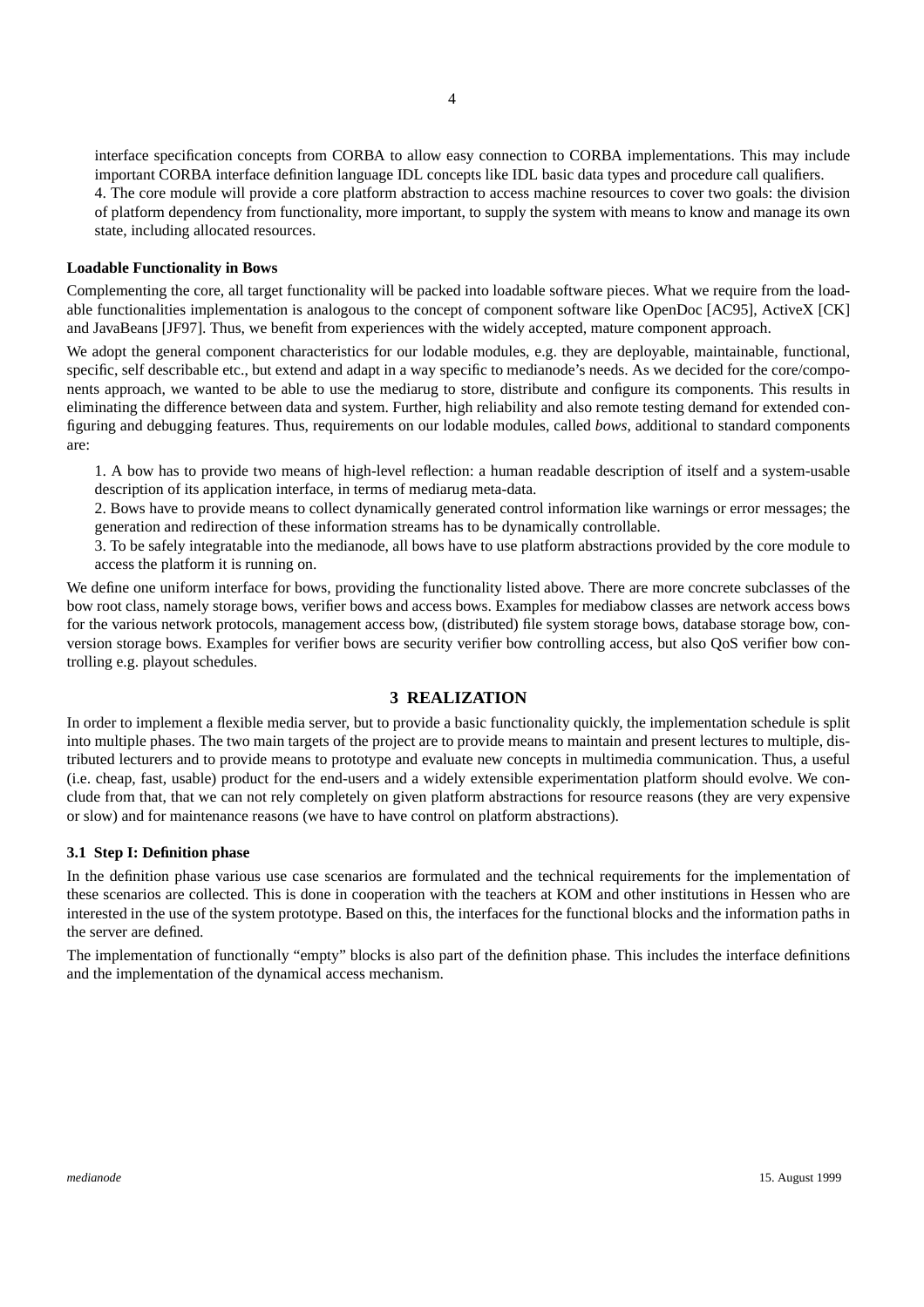interface specification concepts from CORBA to allow easy connection to CORBA implementations. This may include important CORBA interface definition language IDL concepts like IDL basic data types and procedure call qualifiers.
4. The core module will provide a core platform abstraction to access machine resources to cover two goals: the division of platform dependency from functionality, more important, to supply the system with means to know and manage its own state, including allocated resources.

**Loadable Functionality in Bows**

Complementing the core, all target functionality will be packed into loadable software pieces. What we require from the loadable functionalities implementation is analogous to the concept of component software like OpenDoc [AC95], ActiveX [CK] and JavaBeans [JF97]. Thus, we benefit from experiences with the widely accepted, mature component approach.

We adopt the general component characteristics for our lodable modules, e.g. they are deployable, maintainable, functional, specific, self describable etc., but extend and adapt in a way specific to medianode's needs. As we decided for the core/components approach, we wanted to be able to use the mediarug to store, distribute and configure its components. This results in eliminating the difference between data and system. Further, high reliability and also remote testing demand for extended configuring and debugging features. Thus, requirements on our lodable modules, called *bows*, additional to standard components are:

1. A bow has to provide two means of high-level reflection: a human readable description of itself and a system-usable description of its application interface, in terms of mediarug meta-data.
2. Bows have to provide means to collect dynamically generated control information like warnings or error messages; the generation and redirection of these information streams has to be dynamically controllable.
3. To be safely integratable into the medianode, all bows have to use platform abstractions provided by the core module to access the platform it is running on.

We define one uniform interface for bows, providing the functionality listed above. There are more concrete subclasses of the bow root class, namely storage bows, verifier bows and access bows. Examples for mediabow classes are network access bows for the various network protocols, management access bow, (distributed) file system storage bows, database storage bow, conversion storage bows. Examples for verifier bows are security verifier bow controlling access, but also QoS verifier bow controlling e.g. playout schedules.

## 3 REALIZATION

In order to implement a flexible media server, but to provide a basic functionality quickly, the implementation schedule is split into multiple phases. The two main targets of the project are to provide means to maintain and present lectures to multiple, distributed lecturers and to provide means to prototype and evaluate new concepts in multimedia communication. Thus, a useful (i.e. cheap, fast, usable) product for the end-users and a widely extensible experimentation platform should evolve. We conclude from that, that we can not rely completely on given platform abstractions for resource reasons (they are very expensive or slow) and for maintenance reasons (we have to have control on platform abstractions).

### 3.1 Step I: Definition phase

In the definition phase various use case scenarios are formulated and the technical requirements for the implementation of these scenarios are collected. This is done in cooperation with the teachers at KOM and other institutions in Hessen who are interested in the use of the system prototype. Based on this, the interfaces for the functional blocks and the information paths in the server are defined.

The implementation of functionally "empty" blocks is also part of the definition phase. This includes the interface definitions and the implementation of the dynamical access mechanism.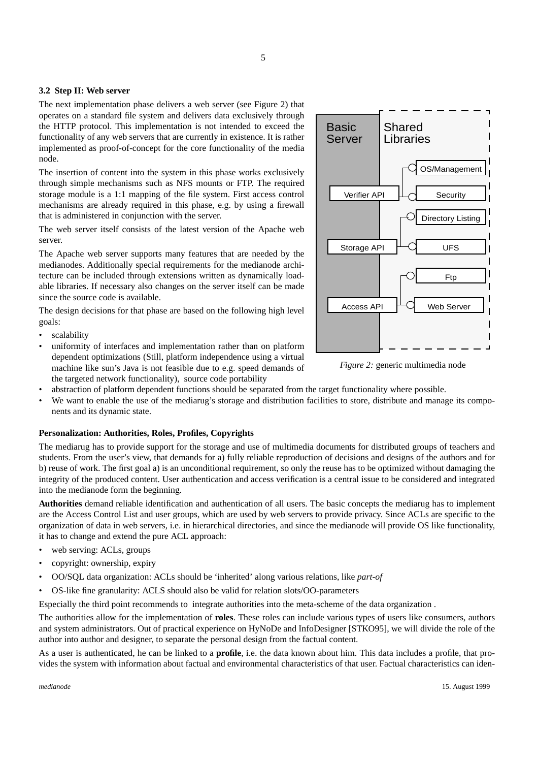### 3.2 Step II: Web server

The next implementation phase delivers a web server (see Figure 2) that operates on a standard file system and delivers data exclusively through the HTTP protocol. This implementation is not intended to exceed the functionality of any web servers that are currently in existence. It is rather implemented as proof-of-concept for the core functionality of the media node.

The insertion of content into the system in this phase works exclusively through simple mechanisms such as NFS mounts or FTP. The required storage module is a 1:1 mapping of the file system. First access control mechanisms are already required in this phase, e.g. by using a firewall that is administered in conjunction with the server.

The web server itself consists of the latest version of the Apache web server.

The Apache web server supports many features that are needed by the medianodes. Additionally special requirements for the medianode architecture can be included through extensions written as dynamically loadable libraries. If necessary also changes on the server itself can be made since the source code is available.

The design decisions for that phase are based on the following high level goals:

- scalability
- uniformity of interfaces and implementation rather than on platform dependent optimizations (Still, platform independence using a virtual machine like sun's Java is not feasible due to e.g. speed demands of the targeted network functionality), source code portability
- abstraction of platform dependent functions should be separated from the target functionality where possible.
- We want to enable the use of the mediarug's storage and distribution facilities to store, distribute and manage its components and its dynamic state.

Basic Server
Shared Libraries
OS/Management
Verifier API
Security
Directory Listing
Storage API
UFS
Ftp
Access API
Web Server

*Figure 2:* generic multimedia node

#### Personalization: Authorities, Roles, Profiles, Copyrights

The mediarug has to provide support for the storage and use of multimedia documents for distributed groups of teachers and students. From the user's view, that demands for a) fully reliable reproduction of decisions and designs of the authors and for b) reuse of work. The first goal a) is an unconditional requirement, so only the reuse has to be optimized without damaging the integrity of the produced content. User authentication and access verification is a central issue to be considered and integrated into the medianode form the beginning.

**Authorities** demand reliable identification and authentication of all users. The basic concepts the mediarug has to implement are the Access Control List and user groups, which are used by web servers to provide privacy. Since ACLs are specific to the organization of data in web servers, i.e. in hierarchical directories, and since the medianode will provide OS like functionality, it has to change and extend the pure ACL approach:

- web serving: ACLs, groups
- copyright: ownership, expiry
- OO/SQL data organization: ACLs should be 'inherited' along various relations, like *part-of*
- OS-like fine granularity: ACLS should also be valid for relation slots/OO-parameters

Especially the third point recommends to integrate authorities into the meta-scheme of the data organization .

The authorities allow for the implementation of **roles**. These roles can include various types of users like consumers, authors and system administrators. Out of practical experience on HyNoDe and InfoDesigner [STKO95], we will divide the role of the author into author and designer, to separate the personal design from the factual content.

As a user is authenticated, he can be linked to a **profile**, i.e. the data known about him. This data includes a profile, that provides the system with information about factual and environmental characteristics of that user. Factual characteristics can iden-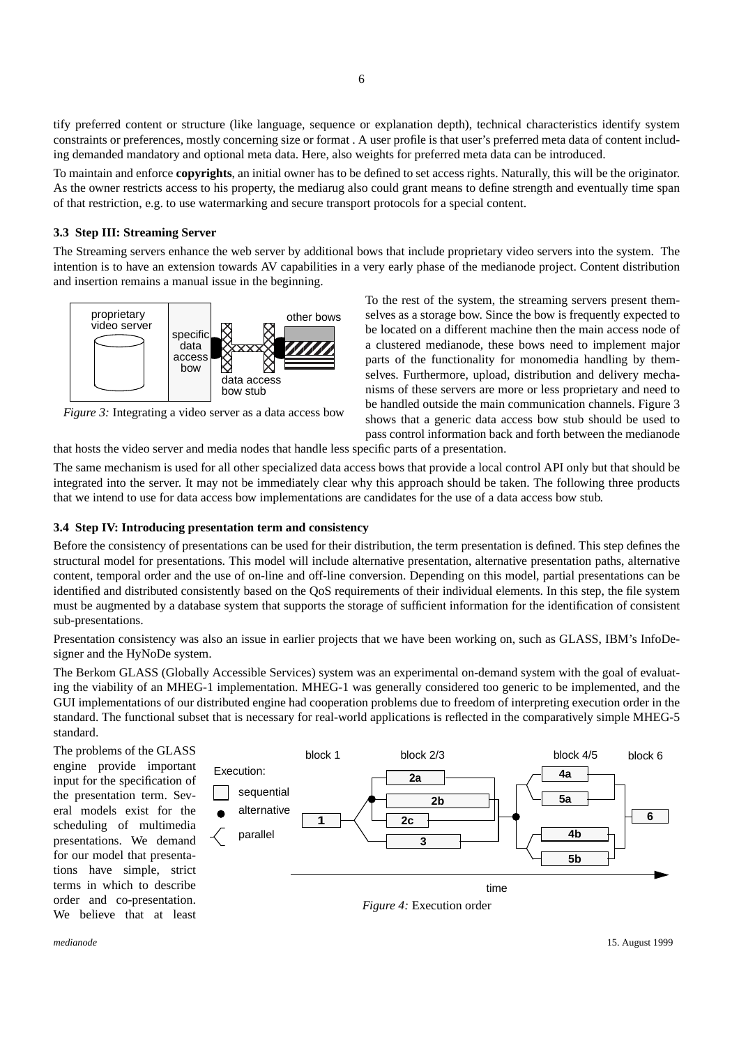tify preferred content or structure (like language, sequence or explanation depth), technical characteristics identify system constraints or preferences, mostly concerning size or format . A user profile is that user's preferred meta data of content including demanded mandatory and optional meta data. Here, weights for preferred meta data can be introduced.

To maintain and enforce **copyrights**, an initial owner has to be defined to set access rights. Naturally, this will be the originator. As the owner restricts access to his property, the mediarug also could grant means to define strength and eventually time span of that restriction, e.g. to use watermarking and secure transport protocols for a special content.

### 3.3 Step III: Streaming Server

The Streaming servers enhance the web server by additional bows that include proprietary video servers into the system. The intention is to have an extension towards AV capabilities in a very early phase of the medianode project. Content distribution and insertion remains a manual issue in the beginning.

proprietary video server

specific data access bow

other bows

data access bow stub

*Figure 3:* Integrating a video server as a data access bow

To the rest of the system, the streaming servers present themselves as a storage bow. Since the bow is frequently expected to be located on a different machine then the main access node of a clustered medianode, these bows need to implement major parts of the functionality for monomedia handling by themselves. Furthermore, upload, distribution and delivery mechanisms of these servers are more or less proprietary and need to be handled outside the main communication channels. Figure 3 shows that a generic data access bow stub should be used to pass control information back and forth between the medianode that hosts the video server and media nodes that handle less specific parts of a presentation.

The same mechanism is used for all other specialized data access bows that provide a local control API only but that should be integrated into the server. It may not be immediately clear why this approach should be taken. The following three products that we intend to use for data access bow implementations are candidates for the use of a data access bow stub.

### 3.4 Step IV: Introducing presentation term and consistency

Before the consistency of presentations can be used for their distribution, the term presentation is defined. This step defines the structural model for presentations. This model will include alternative presentation, alternative presentation paths, alternative content, temporal order and the use of on-line and off-line conversion. Depending on this model, partial presentations can be identified and distributed consistently based on the QoS requirements of their individual elements. In this step, the file system must be augmented by a database system that supports the storage of sufficient information for the identification of consistent sub-presentations.

Presentation consistency was also an issue in earlier projects that we have been working on, such as GLASS, IBM's InfoDesigner and the HyNoDe system.

The Berkom GLASS (Globally Accessible Services) system was an experimental on-demand system with the goal of evaluating the viability of an MHEG-1 implementation. MHEG-1 was generally considered too generic to be implemented, and the GUI implementations of our distributed engine had cooperation problems due to freedom of interpreting execution order in the standard. The functional subset that is necessary for real-world applications is reflected in the comparatively simple MHEG-5 standard.

The problems of the GLASS engine provide important input for the specification of the presentation term. Several models exist for the scheduling of multimedia presentations. We demand for our model that presentations have simple, strict terms in which to describe order and co-presentation. We believe that at least

Execution:
sequential
alternative
parallel

block 1
block 2/3
block 4/5
block 6

1
2a
2b
2c
3
4a
5a
4b
5b
6

time

*Figure 4:* Execution order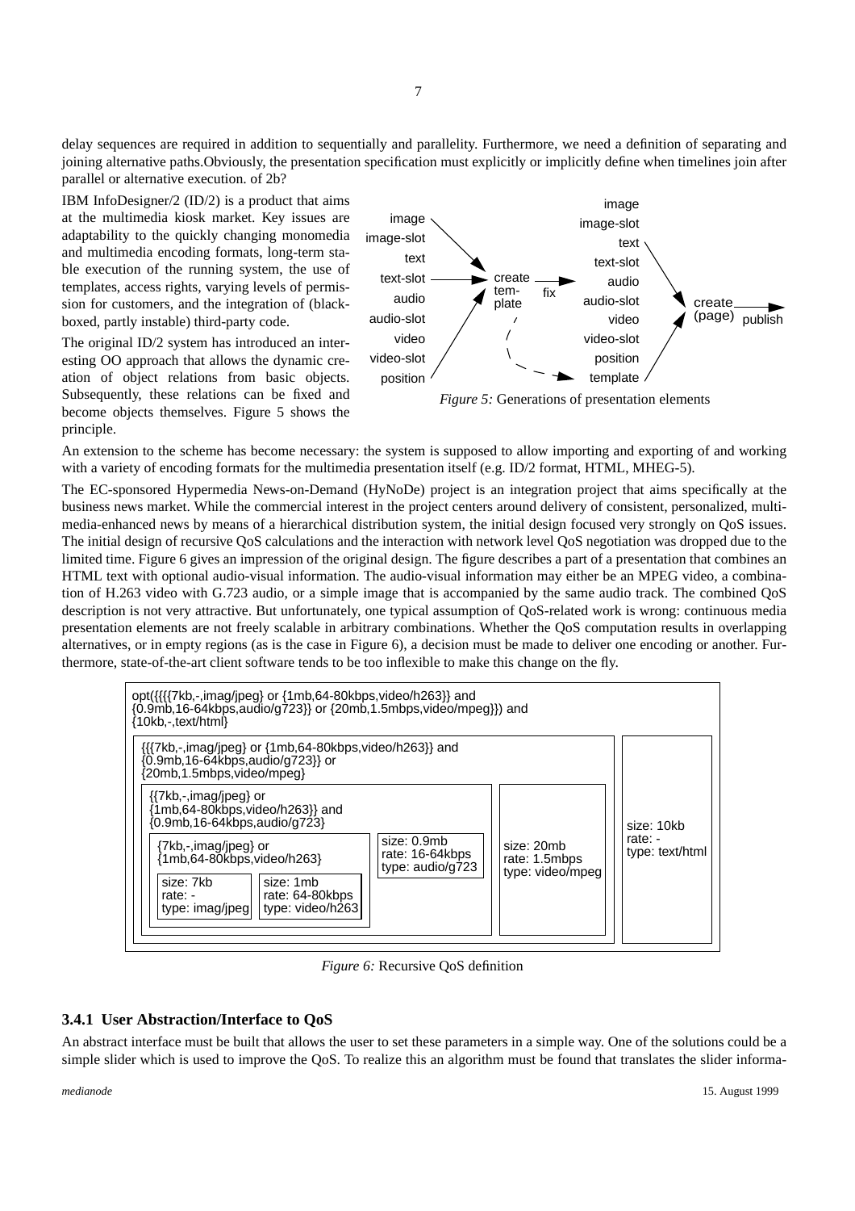delay sequences are required in addition to sequentially and parallelity. Furthermore, we need a definition of separating and joining alternative paths.Obviously, the presentation specification must explicitly or implicitly define when timelines join after parallel or alternative execution. of 2b?

IBM InfoDesigner/2 (ID/2) is a product that aims at the multimedia kiosk market. Key issues are adaptability to the quickly changing monomedia and multimedia encoding formats, long-term stable execution of the running system, the use of templates, access rights, varying levels of permission for customers, and the integration of (black-boxed, partly instable) third-party code.

The original ID/2 system has introduced an interesting OO approach that allows the dynamic creation of object relations from basic objects. Subsequently, these relations can be fixed and become objects themselves. Figure 5 shows the principle.

*Figure 5:* Generations of presentation elements

An extension to the scheme has become necessary: the system is supposed to allow importing and exporting of and working with a variety of encoding formats for the multimedia presentation itself (e.g. ID/2 format, HTML, MHEG-5).

The EC-sponsored Hypermedia News-on-Demand (HyNoDe) project is an integration project that aims specifically at the business news market. While the commercial interest in the project centers around delivery of consistent, personalized, multimedia-enhanced news by means of a hierarchical distribution system, the initial design focused very strongly on QoS issues. The initial design of recursive QoS calculations and the interaction with network level QoS negotiation was dropped due to the limited time. Figure 6 gives an impression of the original design. The figure describes a part of a presentation that combines an HTML text with optional audio-visual information. The audio-visual information may either be an MPEG video, a combination of H.263 video with G.723 audio, or a simple image that is accompanied by the same audio track. The combined QoS description is not very attractive. But unfortunately, one typical assumption of QoS-related work is wrong: continuous media presentation elements are not freely scalable in arbitrary combinations. Whether the QoS computation results in overlapping alternatives, or in empty regions (as is the case in Figure 6), a decision must be made to deliver one encoding or another. Furthermore, state-of-the-art client software tends to be too inflexible to make this change on the fly.

*Figure 6:* Recursive QoS definition

### 3.4.1 User Abstraction/Interface to QoS

An abstract interface must be built that allows the user to set these parameters in a simple way. One of the solutions could be a simple slider which is used to improve the QoS. To realize this an algorithm must be found that translates the slider informa-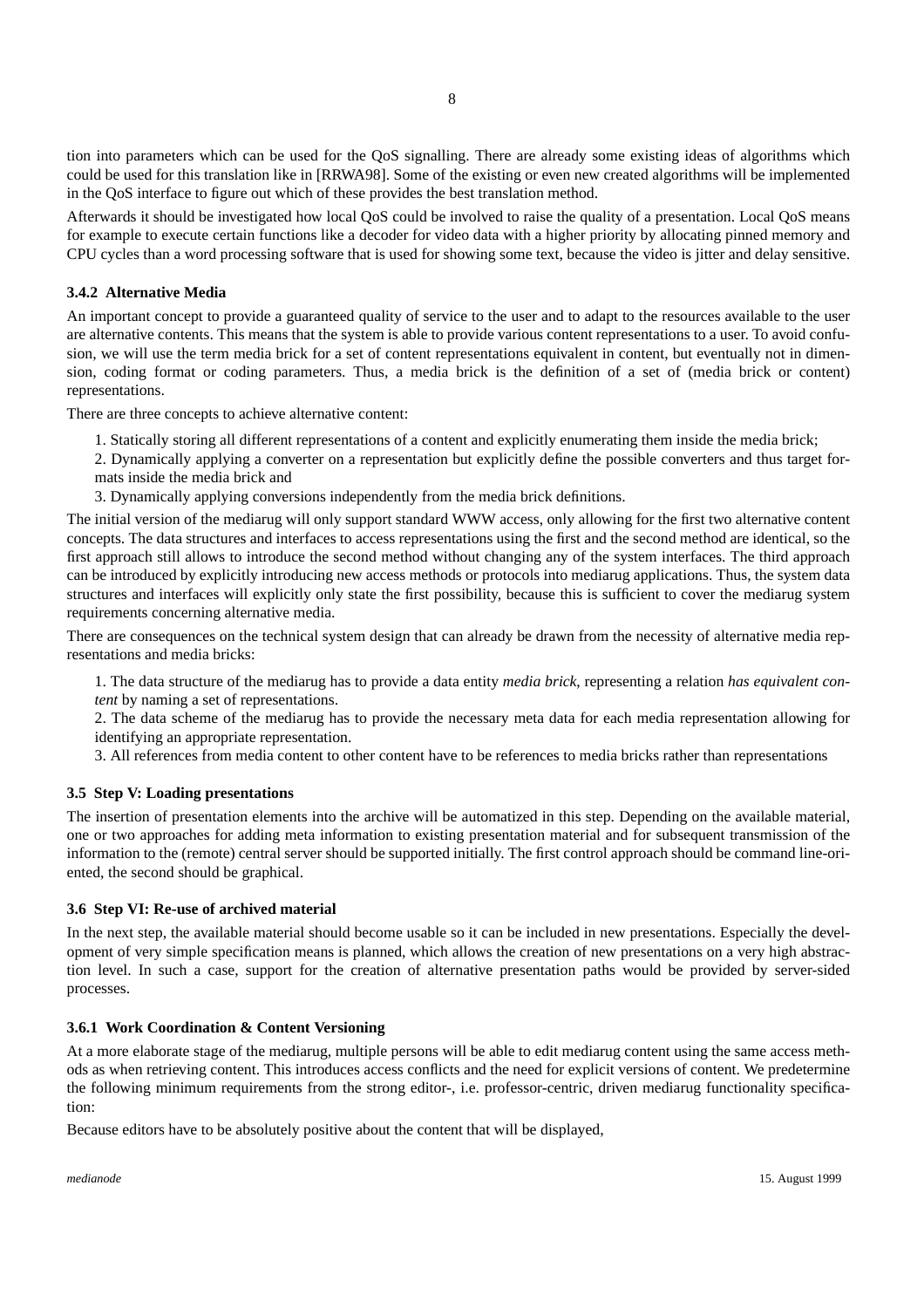tion into parameters which can be used for the QoS signalling. There are already some existing ideas of algorithms which could be used for this translation like in [RRWA98]. Some of the existing or even new created algorithms will be implemented in the QoS interface to figure out which of these provides the best translation method.

Afterwards it should be investigated how local QoS could be involved to raise the quality of a presentation. Local QoS means for example to execute certain functions like a decoder for video data with a higher priority by allocating pinned memory and CPU cycles than a word processing software that is used for showing some text, because the video is jitter and delay sensitive.

### 3.4.2 Alternative Media

An important concept to provide a guaranteed quality of service to the user and to adapt to the resources available to the user are alternative contents. This means that the system is able to provide various content representations to a user. To avoid confusion, we will use the term media brick for a set of content representations equivalent in content, but eventually not in dimension, coding format or coding parameters. Thus, a media brick is the definition of a set of (media brick or content) representations.

There are three concepts to achieve alternative content:

1. Statically storing all different representations of a content and explicitly enumerating them inside the media brick;
2. Dynamically applying a converter on a representation but explicitly define the possible converters and thus target formats inside the media brick and
3. Dynamically applying conversions independently from the media brick definitions.

The initial version of the mediarug will only support standard WWW access, only allowing for the first two alternative content concepts. The data structures and interfaces to access representations using the first and the second method are identical, so the first approach still allows to introduce the second method without changing any of the system interfaces. The third approach can be introduced by explicitly introducing new access methods or protocols into mediarug applications. Thus, the system data structures and interfaces will explicitly only state the first possibility, because this is sufficient to cover the mediarug system requirements concerning alternative media.

There are consequences on the technical system design that can already be drawn from the necessity of alternative media representations and media bricks:

1. The data structure of the mediarug has to provide a data entity *media brick*, representing a relation *has equivalent content* by naming a set of representations.
2. The data scheme of the mediarug has to provide the necessary meta data for each media representation allowing for identifying an appropriate representation.
3. All references from media content to other content have to be references to media bricks rather than representations

## 3.5 Step V: Loading presentations

The insertion of presentation elements into the archive will be automatized in this step. Depending on the available material, one or two approaches for adding meta information to existing presentation material and for subsequent transmission of the information to the (remote) central server should be supported initially. The first control approach should be command line-oriented, the second should be graphical.

## 3.6 Step VI: Re-use of archived material

In the next step, the available material should become usable so it can be included in new presentations. Especially the development of very simple specification means is planned, which allows the creation of new presentations on a very high abstraction level. In such a case, support for the creation of alternative presentation paths would be provided by server-sided processes.

### 3.6.1 Work Coordination & Content Versioning

At a more elaborate stage of the mediarug, multiple persons will be able to edit mediarug content using the same access methods as when retrieving content. This introduces access conflicts and the need for explicit versions of content. We predetermine the following minimum requirements from the strong editor-, i.e. professor-centric, driven mediarug functionality specification:

Because editors have to be absolutely positive about the content that will be displayed,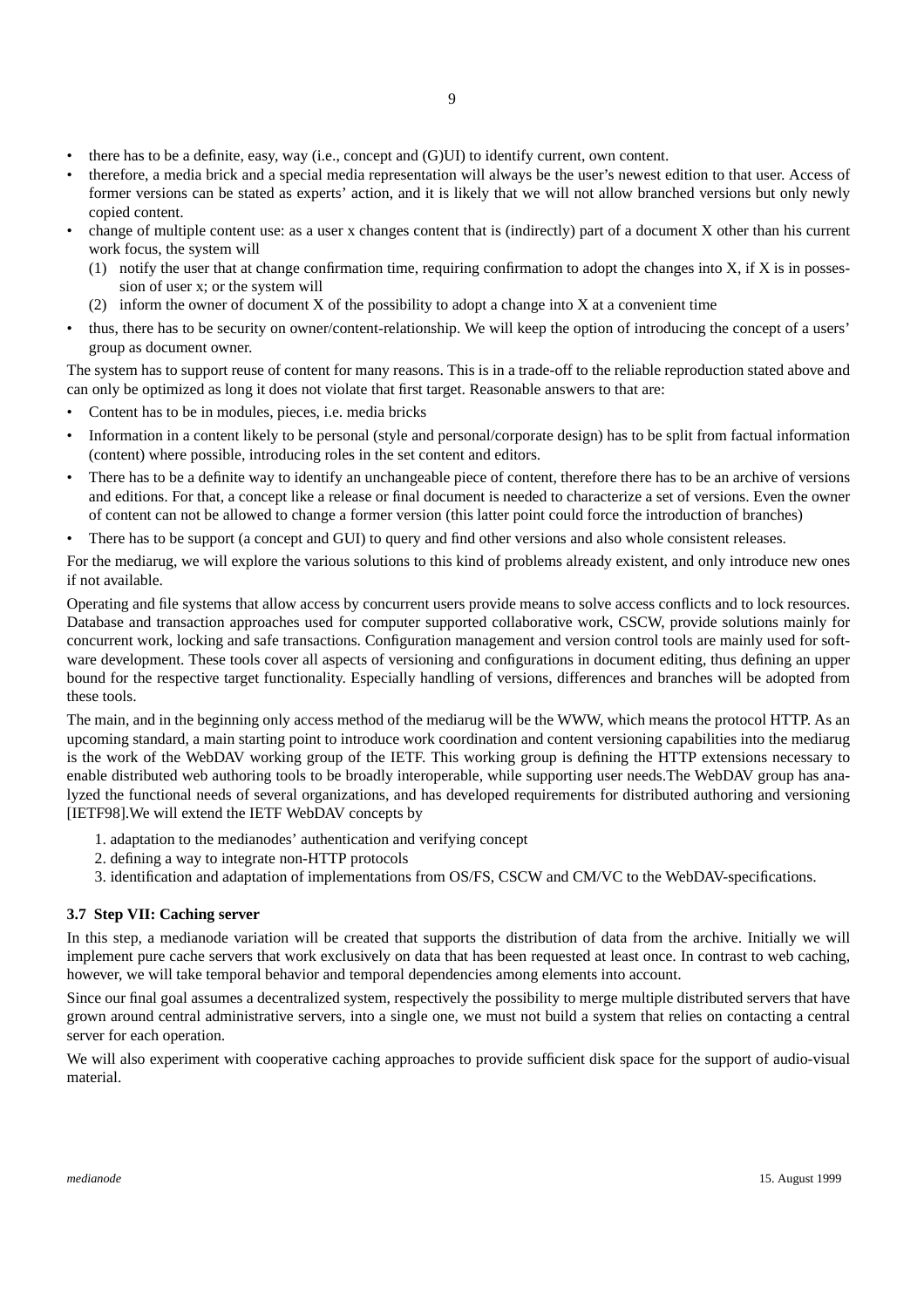- there has to be a definite, easy, way (i.e., concept and (G)UI) to identify current, own content.
- therefore, a media brick and a special media representation will always be the user's newest edition to that user. Access of former versions can be stated as experts' action, and it is likely that we will not allow branched versions but only newly copied content.
- change of multiple content use: as a user x changes content that is (indirectly) part of a document X other than his current work focus, the system will
  - (1) notify the user that at change confirmation time, requiring confirmation to adopt the changes into X, if X is in possession of user x; or the system will
  - (2) inform the owner of document X of the possibility to adopt a change into X at a convenient time
- thus, there has to be security on owner/content-relationship. We will keep the option of introducing the concept of a users' group as document owner.

The system has to support reuse of content for many reasons. This is in a trade-off to the reliable reproduction stated above and can only be optimized as long it does not violate that first target. Reasonable answers to that are:

- Content has to be in modules, pieces, i.e. media bricks
- Information in a content likely to be personal (style and personal/corporate design) has to be split from factual information (content) where possible, introducing roles in the set content and editors.
- There has to be a definite way to identify an unchangeable piece of content, therefore there has to be an archive of versions and editions. For that, a concept like a release or final document is needed to characterize a set of versions. Even the owner of content can not be allowed to change a former version (this latter point could force the introduction of branches)
- There has to be support (a concept and GUI) to query and find other versions and also whole consistent releases.

For the mediarug, we will explore the various solutions to this kind of problems already existent, and only introduce new ones if not available.

Operating and file systems that allow access by concurrent users provide means to solve access conflicts and to lock resources. Database and transaction approaches used for computer supported collaborative work, CSCW, provide solutions mainly for concurrent work, locking and safe transactions. Configuration management and version control tools are mainly used for software development. These tools cover all aspects of versioning and configurations in document editing, thus defining an upper bound for the respective target functionality. Especially handling of versions, differences and branches will be adopted from these tools.

The main, and in the beginning only access method of the mediarug will be the WWW, which means the protocol HTTP. As an upcoming standard, a main starting point to introduce work coordination and content versioning capabilities into the mediarug is the work of the WebDAV working group of the IETF. This working group is defining the HTTP extensions necessary to enable distributed web authoring tools to be broadly interoperable, while supporting user needs.The WebDAV group has analyzed the functional needs of several organizations, and has developed requirements for distributed authoring and versioning [IETF98].We will extend the IETF WebDAV concepts by

1. adaptation to the medianodes' authentication and verifying concept
2. defining a way to integrate non-HTTP protocols
3. identification and adaptation of implementations from OS/FS, CSCW and CM/VC to the WebDAV-specifications.

### 3.7 Step VII: Caching server

In this step, a medianode variation will be created that supports the distribution of data from the archive. Initially we will implement pure cache servers that work exclusively on data that has been requested at least once. In contrast to web caching, however, we will take temporal behavior and temporal dependencies among elements into account.

Since our final goal assumes a decentralized system, respectively the possibility to merge multiple distributed servers that have grown around central administrative servers, into a single one, we must not build a system that relies on contacting a central server for each operation.

We will also experiment with cooperative caching approaches to provide sufficient disk space for the support of audio-visual material.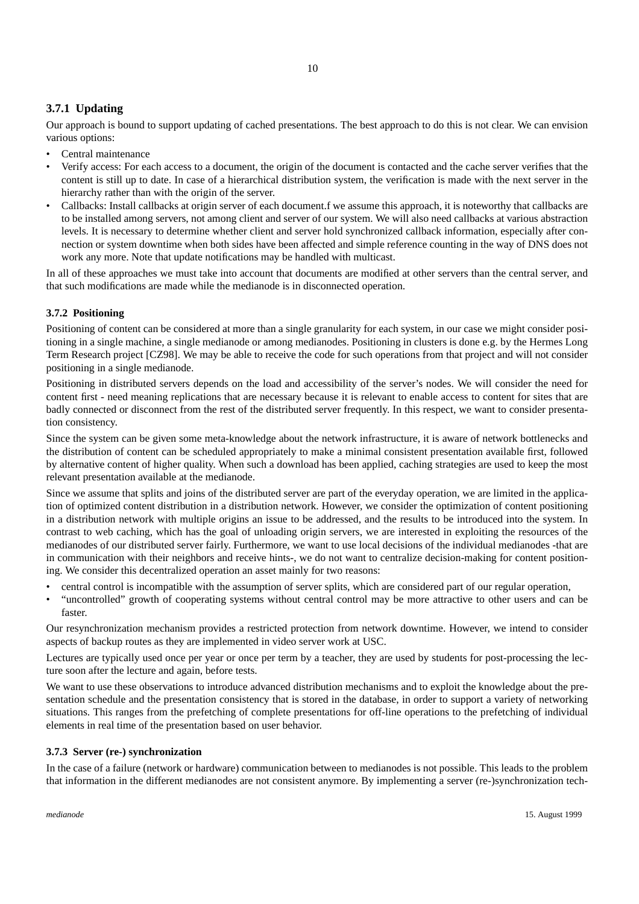### 3.7.1 Updating

Our approach is bound to support updating of cached presentations. The best approach to do this is not clear. We can envision various options:

- Central maintenance
- Verify access: For each access to a document, the origin of the document is contacted and the cache server verifies that the content is still up to date. In case of a hierarchical distribution system, the verification is made with the next server in the hierarchy rather than with the origin of the server.
- Callbacks: Install callbacks at origin server of each document.f we assume this approach, it is noteworthy that callbacks are to be installed among servers, not among client and server of our system. We will also need callbacks at various abstraction levels. It is necessary to determine whether client and server hold synchronized callback information, especially after connection or system downtime when both sides have been affected and simple reference counting in the way of DNS does not work any more. Note that update notifications may be handled with multicast.

In all of these approaches we must take into account that documents are modified at other servers than the central server, and that such modifications are made while the medianode is in disconnected operation.

#### 3.7.2 Positioning

Positioning of content can be considered at more than a single granularity for each system, in our case we might consider positioning in a single machine, a single medianode or among medianodes. Positioning in clusters is done e.g. by the Hermes Long Term Research project [CZ98]. We may be able to receive the code for such operations from that project and will not consider positioning in a single medianode.

Positioning in distributed servers depends on the load and accessibility of the server's nodes. We will consider the need for content first - need meaning replications that are necessary because it is relevant to enable access to content for sites that are badly connected or disconnect from the rest of the distributed server frequently. In this respect, we want to consider presentation consistency.

Since the system can be given some meta-knowledge about the network infrastructure, it is aware of network bottlenecks and the distribution of content can be scheduled appropriately to make a minimal consistent presentation available first, followed by alternative content of higher quality. When such a download has been applied, caching strategies are used to keep the most relevant presentation available at the medianode.

Since we assume that splits and joins of the distributed server are part of the everyday operation, we are limited in the application of optimized content distribution in a distribution network. However, we consider the optimization of content positioning in a distribution network with multiple origins an issue to be addressed, and the results to be introduced into the system. In contrast to web caching, which has the goal of unloading origin servers, we are interested in exploiting the resources of the medianodes of our distributed server fairly. Furthermore, we want to use local decisions of the individual medianodes -that are in communication with their neighbors and receive hints-, we do not want to centralize decision-making for content positioning. We consider this decentralized operation an asset mainly for two reasons:

- central control is incompatible with the assumption of server splits, which are considered part of our regular operation,
- "uncontrolled" growth of cooperating systems without central control may be more attractive to other users and can be faster.

Our resynchronization mechanism provides a restricted protection from network downtime. However, we intend to consider aspects of backup routes as they are implemented in video server work at USC.

Lectures are typically used once per year or once per term by a teacher, they are used by students for post-processing the lecture soon after the lecture and again, before tests.

We want to use these observations to introduce advanced distribution mechanisms and to exploit the knowledge about the presentation schedule and the presentation consistency that is stored in the database, in order to support a variety of networking situations. This ranges from the prefetching of complete presentations for off-line operations to the prefetching of individual elements in real time of the presentation based on user behavior.

#### 3.7.3 Server (re-) synchronization

In the case of a failure (network or hardware) communication between to medianodes is not possible. This leads to the problem that information in the different medianodes are not consistent anymore. By implementing a server (re-)synchronization tech-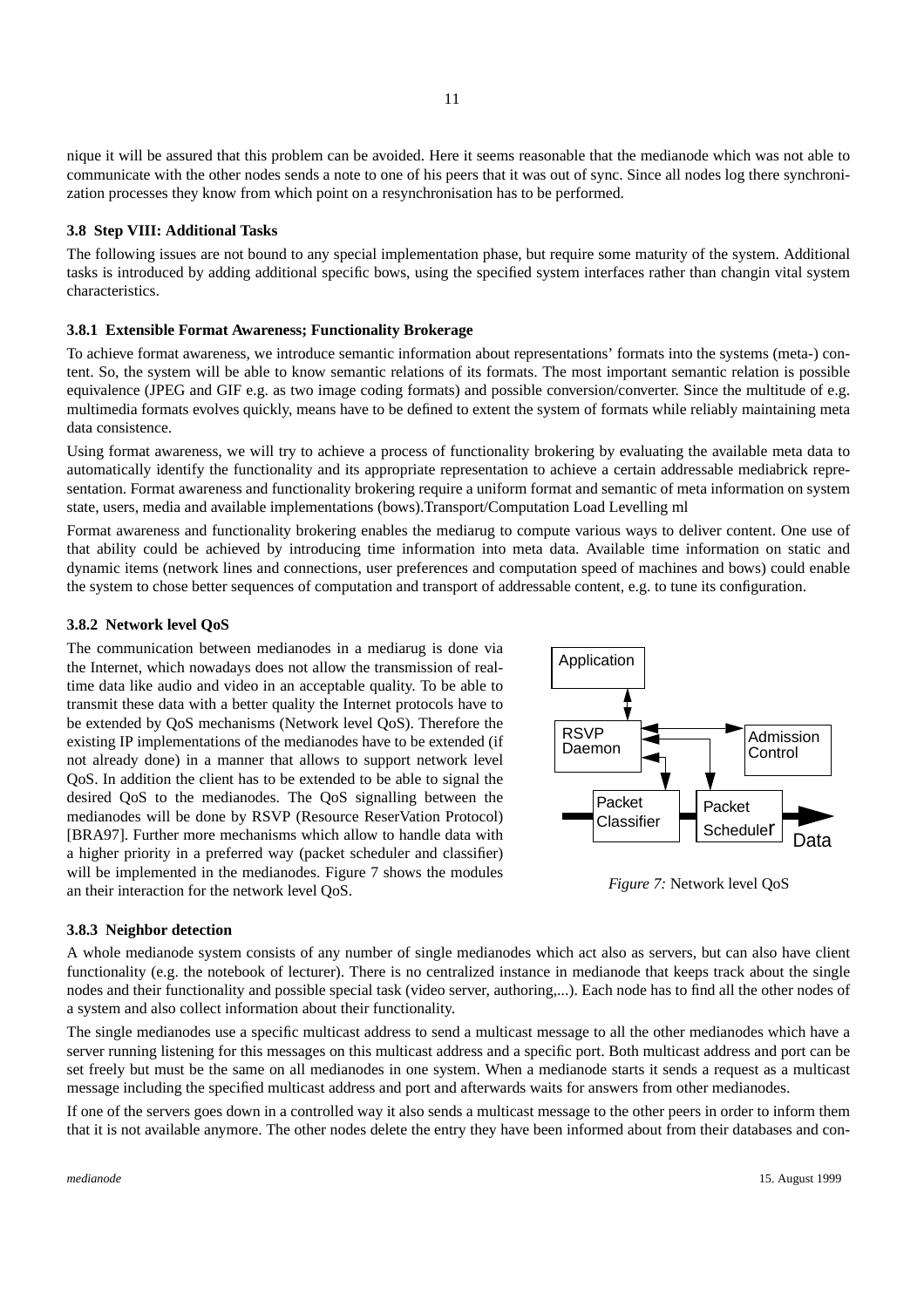nique it will be assured that this problem can be avoided. Here it seems reasonable that the medianode which was not able to communicate with the other nodes sends a note to one of his peers that it was out of sync. Since all nodes log there synchronization processes they know from which point on a resynchronisation has to be performed.

### 3.8 Step VIII: Additional Tasks

The following issues are not bound to any special implementation phase, but require some maturity of the system. Additional tasks is introduced by adding additional specific bows, using the specified system interfaces rather than changin vital system characteristics.

#### 3.8.1 Extensible Format Awareness; Functionality Brokerage

To achieve format awareness, we introduce semantic information about representations' formats into the systems (meta-) content. So, the system will be able to know semantic relations of its formats. The most important semantic relation is possible equivalence (JPEG and GIF e.g. as two image coding formats) and possible conversion/converter. Since the multitude of e.g. multimedia formats evolves quickly, means have to be defined to extent the system of formats while reliably maintaining meta data consistence.

Using format awareness, we will try to achieve a process of functionality brokering by evaluating the available meta data to automatically identify the functionality and its appropriate representation to achieve a certain addressable mediabrick representation. Format awareness and functionality brokering require a uniform format and semantic of meta information on system state, users, media and available implementations (bows).Transport/Computation Load Levelling ml

Format awareness and functionality brokering enables the mediarug to compute various ways to deliver content. One use of that ability could be achieved by introducing time information into meta data. Available time information on static and dynamic items (network lines and connections, user preferences and computation speed of machines and bows) could enable the system to chose better sequences of computation and transport of addressable content, e.g. to tune its configuration.

#### 3.8.2 Network level QoS

The communication between medianodes in a mediarug is done via the Internet, which nowadays does not allow the transmission of realtime data like audio and video in an acceptable quality. To be able to transmit these data with a better quality the Internet protocols have to be extended by QoS mechanisms (Network level QoS). Therefore the existing IP implementations of the medianodes have to be extended (if not already done) in a manner that allows to support network level QoS. In addition the client has to be extended to be able to signal the desired QoS to the medianodes. The QoS signalling between the medianodes will be done by RSVP (Resource ReserVation Protocol) [BRA97]. Further more mechanisms which allow to handle data with a higher priority in a preferred way (packet scheduler and classifier) will be implemented in the medianodes. Figure 7 shows the modules an their interaction for the network level QoS.

Application
RSVP Daemon
Admission Control
Packet Classifier
Packet Scheduler
Data

*Figure 7:* Network level QoS

#### 3.8.3 Neighbor detection

A whole medianode system consists of any number of single medianodes which act also as servers, but can also have client functionality (e.g. the notebook of lecturer). There is no centralized instance in medianode that keeps track about the single nodes and their functionality and possible special task (video server, authoring,...). Each node has to find all the other nodes of a system and also collect information about their functionality.

The single medianodes use a specific multicast address to send a multicast message to all the other medianodes which have a server running listening for this messages on this multicast address and a specific port. Both multicast address and port can be set freely but must be the same on all medianodes in one system. When a medianode starts it sends a request as a multicast message including the specified multicast address and port and afterwards waits for answers from other medianodes.

If one of the servers goes down in a controlled way it also sends a multicast message to the other peers in order to inform them that it is not available anymore. The other nodes delete the entry they have been informed about from their databases and con-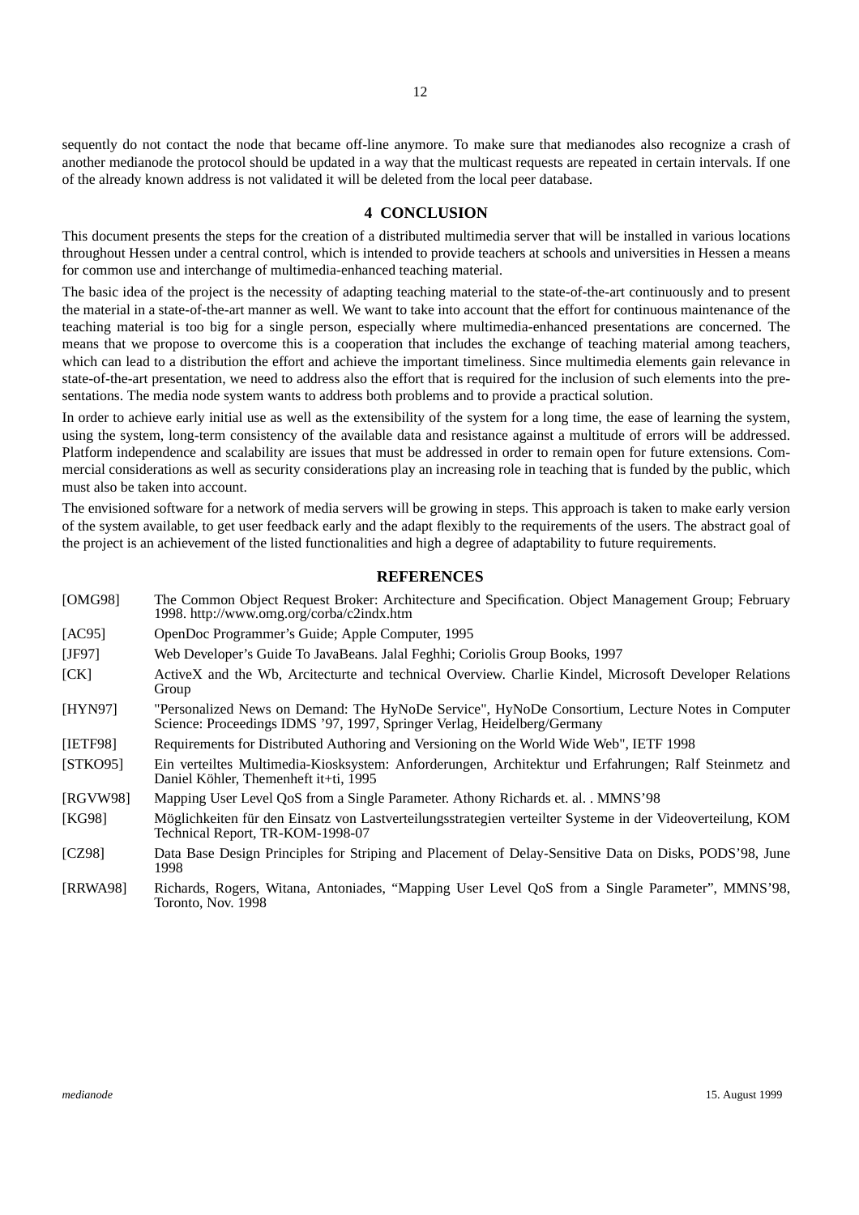sequently do not contact the node that became off-line anymore. To make sure that medianodes also recognize a crash of another medianode the protocol should be updated in a way that the multicast requests are repeated in certain intervals. If one of the already known address is not validated it will be deleted from the local peer database.

## 4 CONCLUSION

This document presents the steps for the creation of a distributed multimedia server that will be installed in various locations throughout Hessen under a central control, which is intended to provide teachers at schools and universities in Hessen a means for common use and interchange of multimedia-enhanced teaching material.

The basic idea of the project is the necessity of adapting teaching material to the state-of-the-art continuously and to present the material in a state-of-the-art manner as well. We want to take into account that the effort for continuous maintenance of the teaching material is too big for a single person, especially where multimedia-enhanced presentations are concerned. The means that we propose to overcome this is a cooperation that includes the exchange of teaching material among teachers, which can lead to a distribution the effort and achieve the important timeliness. Since multimedia elements gain relevance in state-of-the-art presentation, we need to address also the effort that is required for the inclusion of such elements into the presentations. The media node system wants to address both problems and to provide a practical solution.

In order to achieve early initial use as well as the extensibility of the system for a long time, the ease of learning the system, using the system, long-term consistency of the available data and resistance against a multitude of errors will be addressed. Platform independence and scalability are issues that must be addressed in order to remain open for future extensions. Commercial considerations as well as security considerations play an increasing role in teaching that is funded by the public, which must also be taken into account.

The envisioned software for a network of media servers will be growing in steps. This approach is taken to make early version of the system available, to get user feedback early and the adapt flexibly to the requirements of the users. The abstract goal of the project is an achievement of the listed functionalities and high a degree of adaptability to future requirements.

## REFERENCES

[OMG98] The Common Object Request Broker: Architecture and Specification. Object Management Group; February 1998. http://www.omg.org/corba/c2indx.htm

[AC95] OpenDoc Programmer's Guide; Apple Computer, 1995

[JF97] Web Developer's Guide To JavaBeans. Jalal Feghhi; Coriolis Group Books, 1997

[CK] ActiveX and the Wb, Arcitecturte and technical Overview. Charlie Kindel, Microsoft Developer Relations Group

[HYN97] "Personalized News on Demand: The HyNoDe Service", HyNoDe Consortium, Lecture Notes in Computer Science: Proceedings IDMS '97, 1997, Springer Verlag, Heidelberg/Germany

[IETF98] Requirements for Distributed Authoring and Versioning on the World Wide Web", IETF 1998

[STKO95] Ein verteiltes Multimedia-Kiosksystem: Anforderungen, Architektur und Erfahrungen; Ralf Steinmetz and Daniel Köhler, Themenheft it+ti, 1995

[RGVW98] Mapping User Level QoS from a Single Parameter. Athony Richards et. al. . MMNS'98

[KG98] Möglichkeiten für den Einsatz von Lastverteilungsstrategien verteilter Systeme in der Videoverteilung, KOM Technical Report, TR-KOM-1998-07

[CZ98] Data Base Design Principles for Striping and Placement of Delay-Sensitive Data on Disks, PODS'98, June 1998

[RRWA98] Richards, Rogers, Witana, Antoniades, "Mapping User Level QoS from a Single Parameter", MMNS'98, Toronto, Nov. 1998